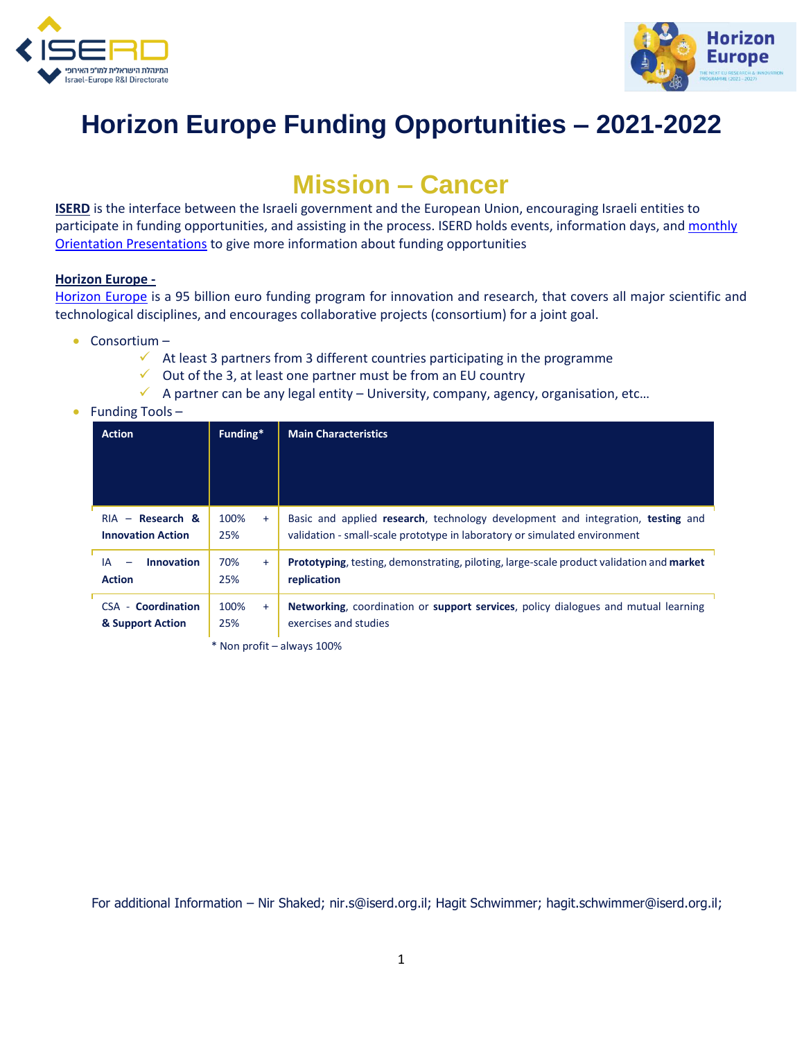# Horizon Europe Funding Opportunities – 2021-2022

## Mission – Cancer

**ISERD** is the interface between the Israeli government and the European Union, encouraging Israeli entities to participate in funding opportunities, and assisting in the process. ISERD holds events, information days, and monthly Orientation Presentations to give more information about funding opportunities

**Horizon Europe -**

Horizon Europe is a 95 billion euro funding program for innovation and research, that covers all major scientific and technological disciplines, and encourages collaborative projects (consortium) for a joint goal.

- Consortium –
  - ✓ At least 3 partners from 3 different countries participating in the programme
  - ✓ Out of the 3, at least one partner must be from an EU country
  - ✓ A partner can be any legal entity – University, company, agency, organisation, etc…
- Funding Tools –

| Action | Funding* | Main Characteristics |
|---|---|---|
| RIA – **Research & Innovation Action** | 100% + 25% | Basic and applied **research**, technology development and integration, **testing** and validation - small-scale prototype in laboratory or simulated environment |
| IA – **Innovation Action** | 70% + 25% | **Prototyping**, testing, demonstrating, piloting, large-scale product validation and **market replication** |
| CSA - **Coordination & Support Action** | 100% + 25% | **Networking**, coordination or **support services**, policy dialogues and mutual learning exercises and studies |

* Non profit – always 100%

For additional Information – Nir Shaked; nir.s@iserd.org.il; Hagit Schwimmer; hagit.schwimmer@iserd.org.il;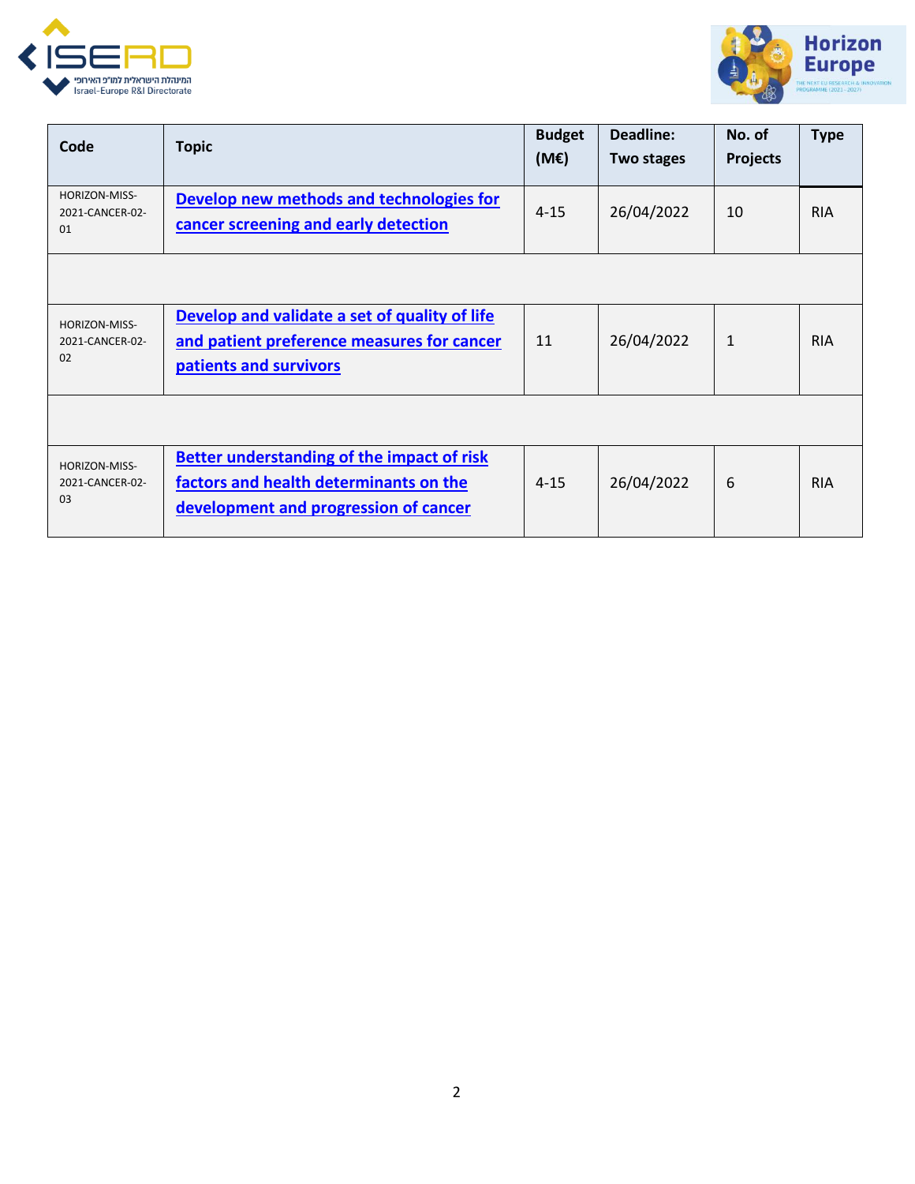| Code | Topic | Budget (M€) | Deadline: Two stages | No. of Projects | Type |
|---|---|---|---|---|---|
| HORIZON-MISS-2021-CANCER-02-01 | **Develop new methods and technologies for cancer screening and early detection** | 4-15 | 26/04/2022 | 10 | RIA |
| | | | | | |
| HORIZON-MISS-2021-CANCER-02-02 | **Develop and validate a set of quality of life and patient preference measures for cancer patients and survivors** | 11 | 26/04/2022 | 1 | RIA |
| | | | | | |
| HORIZON-MISS-2021-CANCER-02-03 | **Better understanding of the impact of risk factors and health determinants on the development and progression of cancer** | 4-15 | 26/04/2022 | 6 | RIA |